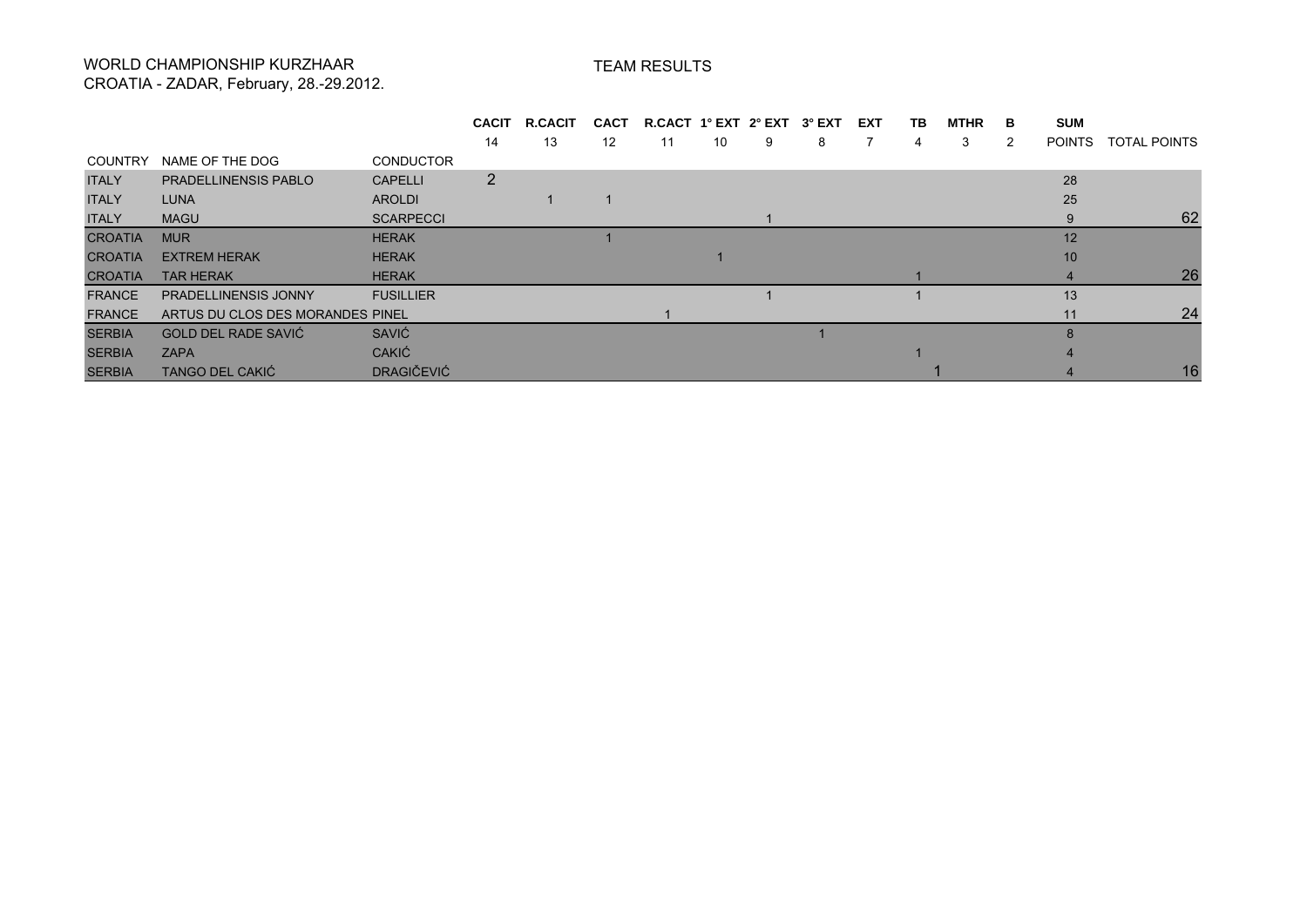WORLD CHAMPIONSHIP KURZHAAR
CROATIA - ZADAR, February, 28.-29.2012.

TEAM RESULTS

| | | | CACIT | R.CACIT | CACT | R.CACT | 1° EXT | 2° EXT | 3° EXT | EXT | TB | MTHR | B | SUM | |
|---|---|---|---|---|---|---|---|---|---|---|---|---|---|---|---|
| | | | 14 | 13 | 12 | 11 | 10 | 9 | 8 | 7 | 4 | 3 | 2 | POINTS | TOTAL POINTS |
| COUNTRY | NAME OF THE DOG | CONDUCTOR | | | | | | | | | | | | | |
| ITALY | PRADELLINENSIS PABLO | CAPELLI | 2 | | | | | | | | | | | 28 | |
| ITALY | LUNA | AROLDI | | 1 | 1 | | | | | | | | | 25 | |
| ITALY | MAGU | SCARPECCI | | | | | | 1 | | | | | | 9 | 62 |
| CROATIA | MUR | HERAK | | | 1 | | | | | | | | | 12 | |
| CROATIA | EXTREM HERAK | HERAK | | | | | 1 | | | | | | | 10 | |
| CROATIA | TAR HERAK | HERAK | | | | | | | | | 1 | | | 4 | 26 |
| FRANCE | PRADELLINENSIS JONNY | FUSILLIER | | | | | | 1 | | | 1 | | | 13 | |
| FRANCE | ARTUS DU CLOS DES MORANDES | PINEL | | | | 1 | | | | | | | | 11 | 24 |
| SERBIA | GOLD DEL RADE SAVIĆ | SAVIĆ | | | | | | | 1 | | | | | 8 | |
| SERBIA | ZAPA | CAKIĆ | | | | | | | | | 1 | | | 4 | |
| SERBIA | TANGO DEL CAKIĆ | DRAGIČEVIĆ | | | | | | | | | 1 | | | 4 | 16 |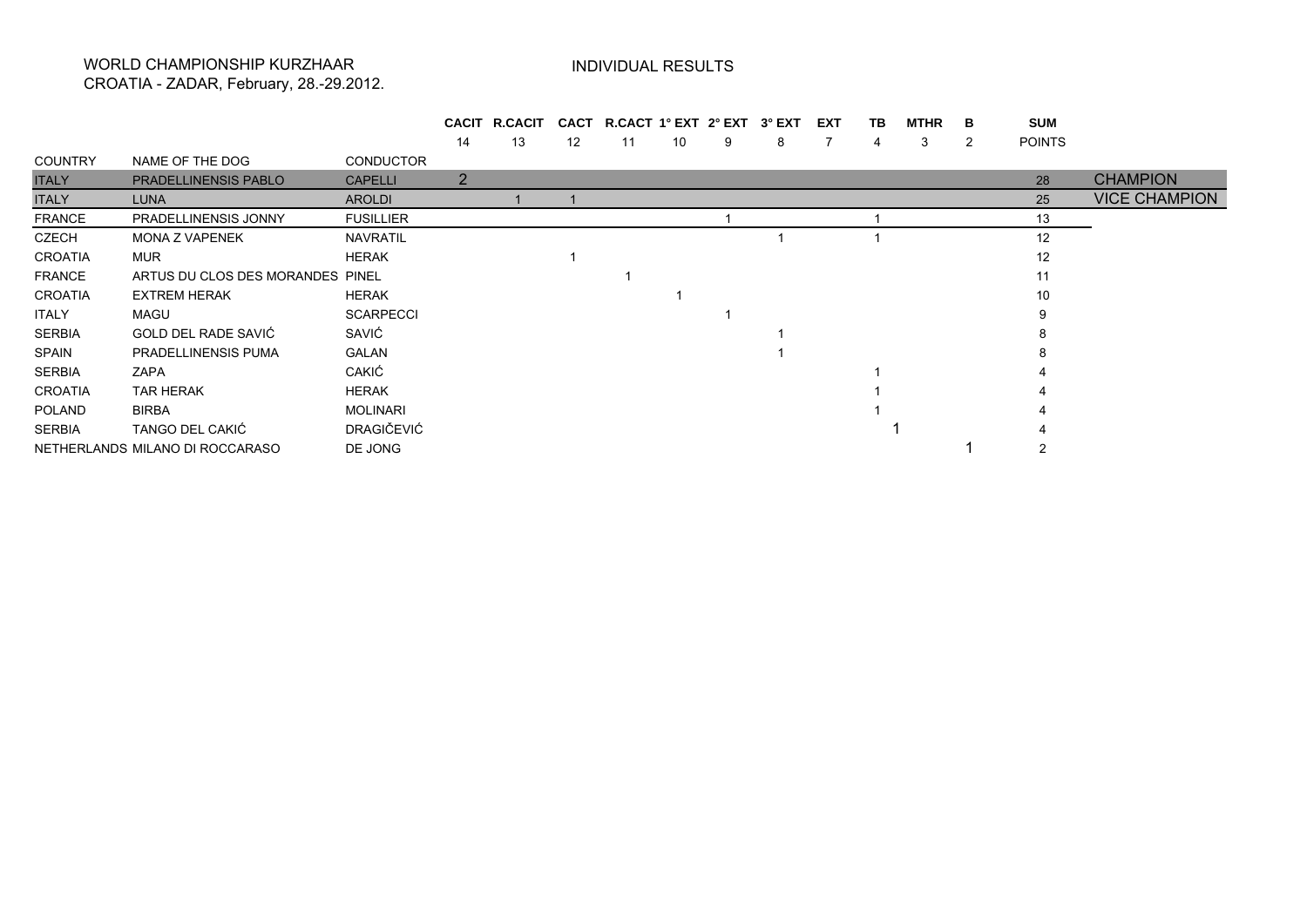# WORLD CHAMPIONSHIP KURZHAAR

CROATIA - ZADAR, February, 28.-29.2012.

## INDIVIDUAL RESULTS

| | | | CACIT | R.CACIT | CACT | R.CACT | 1° EXT | 2° EXT | 3° EXT | EXT | TB | MTHR | B | SUM | |
|---|---|---|---|---|---|---|---|---|---|---|---|---|---|---|---|
| | | | 14 | 13 | 12 | 11 | 10 | 9 | 8 | 7 | 4 | 3 | 2 | POINTS | |
| COUNTRY | NAME OF THE DOG | CONDUCTOR | | | | | | | | | | | | | |
| ITALY | PRADELLINENSIS PABLO | CAPELLI | 2 | | | | | | | | | | | 28 | CHAMPION |
| ITALY | LUNA | AROLDI | | 1 | 1 | | | | | | | | | 25 | VICE CHAMPION |
| FRANCE | PRADELLINENSIS JONNY | FUSILLIER | | | | | | 1 | | | 1 | | | 13 | |
| CZECH | MONA Z VAPENEK | NAVRATIL | | | | | | | 1 | | 1 | | | 12 | |
| CROATIA | MUR | HERAK | | | 1 | | | | | | | | | 12 | |
| FRANCE | ARTUS DU CLOS DES MORANDES | PINEL | | | | 1 | | | | | | | | 11 | |
| CROATIA | EXTREM HERAK | HERAK | | | | | 1 | | | | | | | 10 | |
| ITALY | MAGU | SCARPECCI | | | | | | 1 | | | | | | 9 | |
| SERBIA | GOLD DEL RADE SAVIĆ | SAVIĆ | | | | | | | 1 | | | | | 8 | |
| SPAIN | PRADELLINENSIS PUMA | GALAN | | | | | | | 1 | | | | | 8 | |
| SERBIA | ZAPA | CAKIĆ | | | | | | | | | 1 | | | 4 | |
| CROATIA | TAR HERAK | HERAK | | | | | | | | | 1 | | | 4 | |
| POLAND | BIRBA | MOLINARI | | | | | | | | | 1 | | | 4 | |
| SERBIA | TANGO DEL CAKIĆ | DRAGIČEVIĆ | | | | | | | | | 1 | | | 4 | |
| NETHERLANDS | MILANO DI ROCCARASO | DE JONG | | | | | | | | | | | 1 | 2 | |